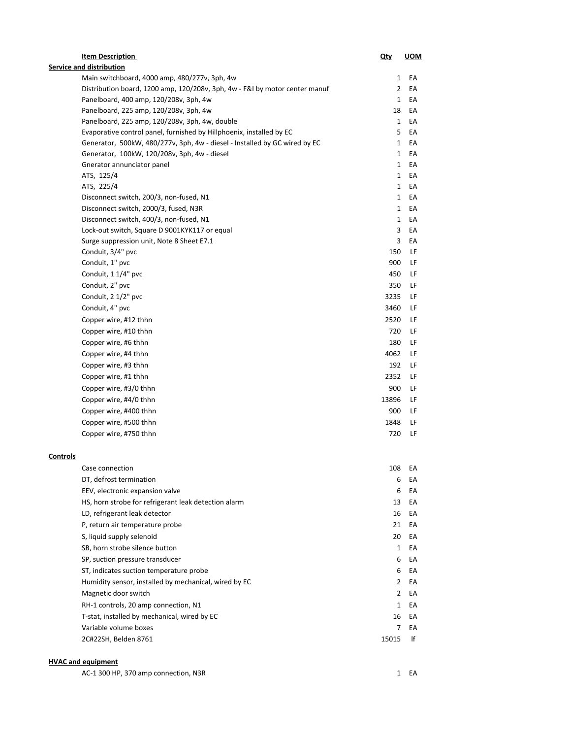| Item Description | Qty | UOM |
|---|---|---|
| **Service and distribution** | | |
| Main switchboard, 4000 amp, 480/277v, 3ph, 4w | 1 | EA |
| Distribution board, 1200 amp, 120/208v, 3ph, 4w - F&I by motor center manuf | 2 | EA |
| Panelboard, 400 amp, 120/208v, 3ph, 4w | 1 | EA |
| Panelboard, 225 amp, 120/208v, 3ph, 4w | 18 | EA |
| Panelboard, 225 amp, 120/208v, 3ph, 4w, double | 1 | EA |
| Evaporative control panel, furnished by Hillphoenix, installed by EC | 5 | EA |
| Generator, 500kW, 480/277v, 3ph, 4w - diesel - Installed by GC wired by EC | 1 | EA |
| Generator, 100kW, 120/208v, 3ph, 4w - diesel | 1 | EA |
| Gnerator annunciator panel | 1 | EA |
| ATS, 125/4 | 1 | EA |
| ATS, 225/4 | 1 | EA |
| Disconnect switch, 200/3, non-fused, N1 | 1 | EA |
| Disconnect switch, 2000/3, fused, N3R | 1 | EA |
| Disconnect switch, 400/3, non-fused, N1 | 1 | EA |
| Lock-out switch, Square D 9001KYK117 or equal | 3 | EA |
| Surge suppression unit, Note 8 Sheet E7.1 | 3 | EA |
| Conduit, 3/4" pvc | 150 | LF |
| Conduit, 1" pvc | 900 | LF |
| Conduit, 1 1/4" pvc | 450 | LF |
| Conduit, 2" pvc | 350 | LF |
| Conduit, 2 1/2" pvc | 3235 | LF |
| Conduit, 4" pvc | 3460 | LF |
| Copper wire, #12 thhn | 2520 | LF |
| Copper wire, #10 thhn | 720 | LF |
| Copper wire, #6 thhn | 180 | LF |
| Copper wire, #4 thhn | 4062 | LF |
| Copper wire, #3 thhn | 192 | LF |
| Copper wire, #1 thhn | 2352 | LF |
| Copper wire, #3/0 thhn | 900 | LF |
| Copper wire, #4/0 thhn | 13896 | LF |
| Copper wire, #400 thhn | 900 | LF |
| Copper wire, #500 thhn | 1848 | LF |
| Copper wire, #750 thhn | 720 | LF |
| **Controls** | | |
| Case connection | 108 | EA |
| DT, defrost termination | 6 | EA |
| EEV, electronic expansion valve | 6 | EA |
| HS, horn strobe for refrigerant leak detection alarm | 13 | EA |
| LD, refrigerant leak detector | 16 | EA |
| P, return air temperature probe | 21 | EA |
| S, liquid supply selenoid | 20 | EA |
| SB, horn strobe silence button | 1 | EA |
| SP, suction pressure transducer | 6 | EA |
| ST, indicates suction temperature probe | 6 | EA |
| Humidity sensor, installed by mechanical, wired by EC | 2 | EA |
| Magnetic door switch | 2 | EA |
| RH-1 controls, 20 amp connection, N1 | 1 | EA |
| T-stat, installed by mechanical, wired by EC | 16 | EA |
| Variable volume boxes | 7 | EA |
| 2C#22SH, Belden 8761 | 15015 | lf |
| **HVAC and equipment** | | |
| AC-1 300 HP, 370 amp connection, N3R | 1 | EA |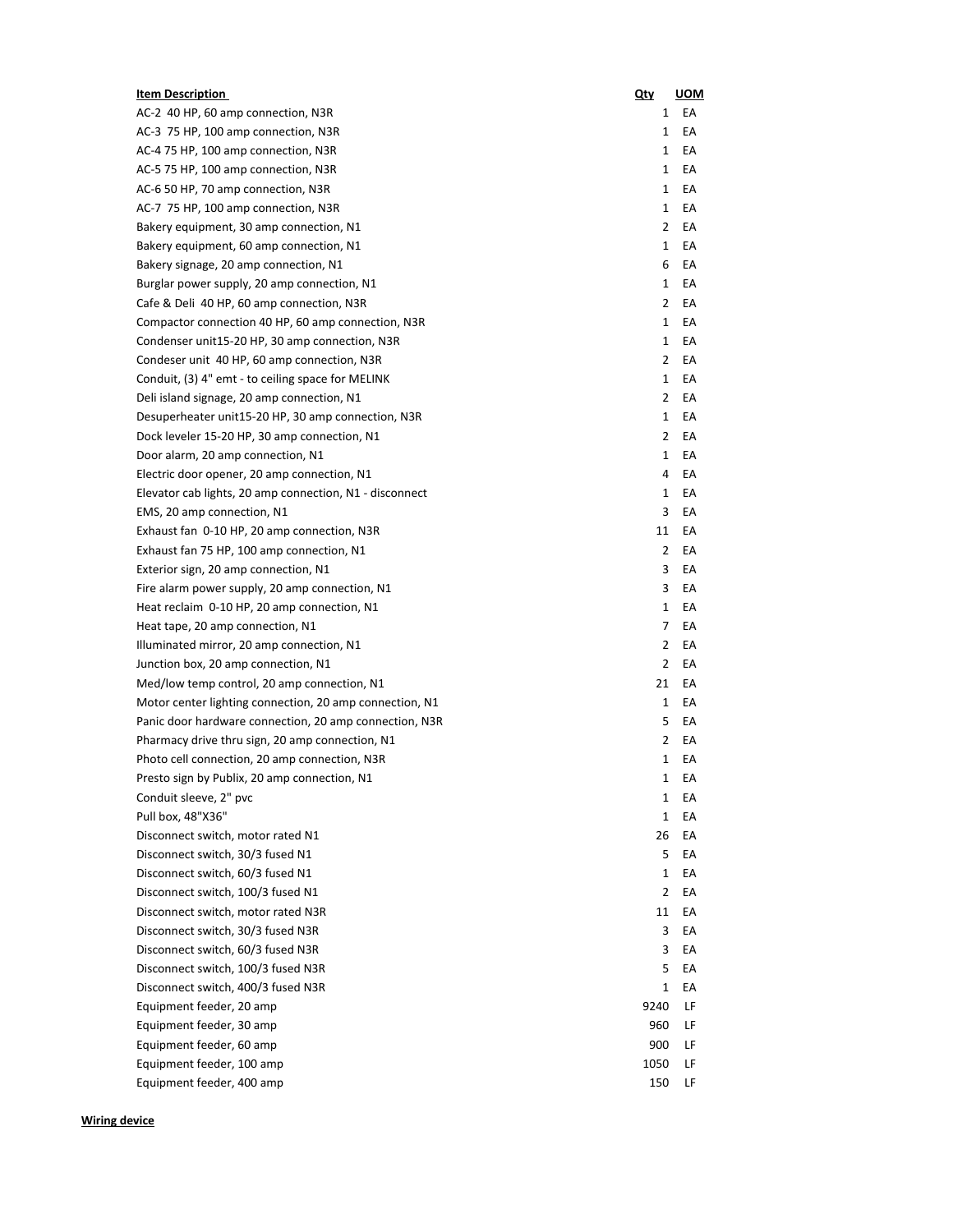| Item Description | Qty | UOM |
| --- | --- | --- |
| AC-2 40 HP, 60 amp connection, N3R | 1 | EA |
| AC-3 75 HP, 100 amp connection, N3R | 1 | EA |
| AC-4 75 HP, 100 amp connection, N3R | 1 | EA |
| AC-5 75 HP, 100 amp connection, N3R | 1 | EA |
| AC-6 50 HP, 70 amp connection, N3R | 1 | EA |
| AC-7 75 HP, 100 amp connection, N3R | 1 | EA |
| Bakery equipment, 30 amp connection, N1 | 2 | EA |
| Bakery equipment, 60 amp connection, N1 | 1 | EA |
| Bakery signage, 20 amp connection, N1 | 6 | EA |
| Burglar power supply, 20 amp connection, N1 | 1 | EA |
| Cafe & Deli 40 HP, 60 amp connection, N3R | 2 | EA |
| Compactor connection 40 HP, 60 amp connection, N3R | 1 | EA |
| Condenser unit15-20 HP, 30 amp connection, N3R | 1 | EA |
| Condeser unit 40 HP, 60 amp connection, N3R | 2 | EA |
| Conduit, (3) 4" emt - to ceiling space for MELINK | 1 | EA |
| Deli island signage, 20 amp connection, N1 | 2 | EA |
| Desuperheater unit15-20 HP, 30 amp connection, N3R | 1 | EA |
| Dock leveler 15-20 HP, 30 amp connection, N1 | 2 | EA |
| Door alarm, 20 amp connection, N1 | 1 | EA |
| Electric door opener, 20 amp connection, N1 | 4 | EA |
| Elevator cab lights, 20 amp connection, N1 - disconnect | 1 | EA |
| EMS, 20 amp connection, N1 | 3 | EA |
| Exhaust fan 0-10 HP, 20 amp connection, N3R | 11 | EA |
| Exhaust fan 75 HP, 100 amp connection, N1 | 2 | EA |
| Exterior sign, 20 amp connection, N1 | 3 | EA |
| Fire alarm power supply, 20 amp connection, N1 | 3 | EA |
| Heat reclaim 0-10 HP, 20 amp connection, N1 | 1 | EA |
| Heat tape, 20 amp connection, N1 | 7 | EA |
| Illuminated mirror, 20 amp connection, N1 | 2 | EA |
| Junction box, 20 amp connection, N1 | 2 | EA |
| Med/low temp control, 20 amp connection, N1 | 21 | EA |
| Motor center lighting connection, 20 amp connection, N1 | 1 | EA |
| Panic door hardware connection, 20 amp connection, N3R | 5 | EA |
| Pharmacy drive thru sign, 20 amp connection, N1 | 2 | EA |
| Photo cell connection, 20 amp connection, N3R | 1 | EA |
| Presto sign by Publix, 20 amp connection, N1 | 1 | EA |
| Conduit sleeve, 2" pvc | 1 | EA |
| Pull box, 48"X36" | 1 | EA |
| Disconnect switch, motor rated N1 | 26 | EA |
| Disconnect switch, 30/3 fused N1 | 5 | EA |
| Disconnect switch, 60/3 fused N1 | 1 | EA |
| Disconnect switch, 100/3 fused N1 | 2 | EA |
| Disconnect switch, motor rated N3R | 11 | EA |
| Disconnect switch, 30/3 fused N3R | 3 | EA |
| Disconnect switch, 60/3 fused N3R | 3 | EA |
| Disconnect switch, 100/3 fused N3R | 5 | EA |
| Disconnect switch, 400/3 fused N3R | 1 | EA |
| Equipment feeder, 20 amp | 9240 | LF |
| Equipment feeder, 30 amp | 960 | LF |
| Equipment feeder, 60 amp | 900 | LF |
| Equipment feeder, 100 amp | 1050 | LF |
| Equipment feeder, 400 amp | 150 | LF |

**Wiring device**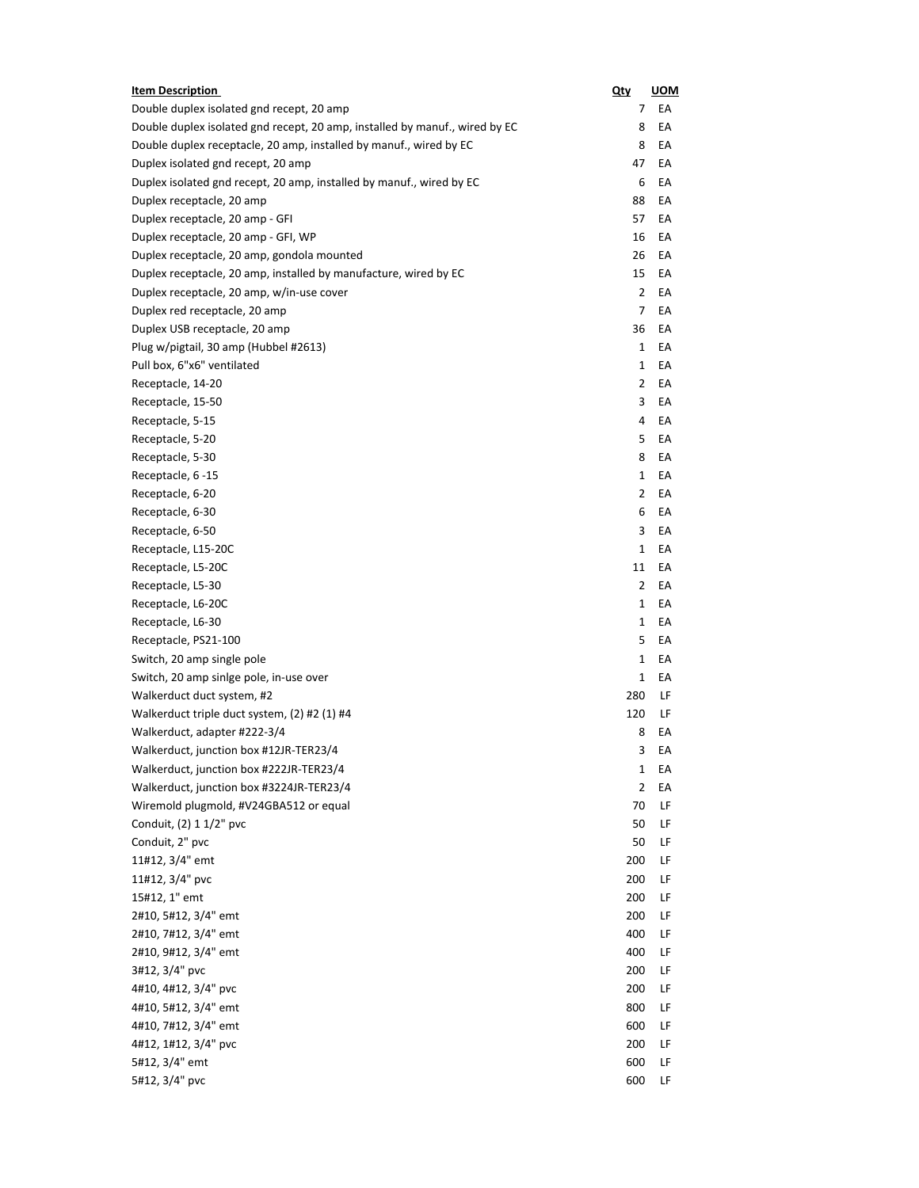| Item Description | Qty | UOM |
|---|---|---|
| Double duplex isolated gnd recept, 20 amp | 7 | EA |
| Double duplex isolated gnd recept, 20 amp, installed by manuf., wired by EC | 8 | EA |
| Double duplex receptacle, 20 amp, installed by manuf., wired by EC | 8 | EA |
| Duplex isolated gnd recept, 20 amp | 47 | EA |
| Duplex isolated gnd recept, 20 amp, installed by manuf., wired by EC | 6 | EA |
| Duplex receptacle, 20 amp | 88 | EA |
| Duplex receptacle, 20 amp - GFI | 57 | EA |
| Duplex receptacle, 20 amp - GFI, WP | 16 | EA |
| Duplex receptacle, 20 amp, gondola mounted | 26 | EA |
| Duplex receptacle, 20 amp, installed by manufacture, wired by EC | 15 | EA |
| Duplex receptacle, 20 amp, w/in-use cover | 2 | EA |
| Duplex red receptacle, 20 amp | 7 | EA |
| Duplex USB receptacle, 20 amp | 36 | EA |
| Plug w/pigtail, 30 amp (Hubbel #2613) | 1 | EA |
| Pull box, 6"x6" ventilated | 1 | EA |
| Receptacle, 14-20 | 2 | EA |
| Receptacle, 15-50 | 3 | EA |
| Receptacle, 5-15 | 4 | EA |
| Receptacle, 5-20 | 5 | EA |
| Receptacle, 5-30 | 8 | EA |
| Receptacle, 6 -15 | 1 | EA |
| Receptacle, 6-20 | 2 | EA |
| Receptacle, 6-30 | 6 | EA |
| Receptacle, 6-50 | 3 | EA |
| Receptacle, L15-20C | 1 | EA |
| Receptacle, L5-20C | 11 | EA |
| Receptacle, L5-30 | 2 | EA |
| Receptacle, L6-20C | 1 | EA |
| Receptacle, L6-30 | 1 | EA |
| Receptacle, PS21-100 | 5 | EA |
| Switch, 20 amp single pole | 1 | EA |
| Switch, 20 amp sinlge pole, in-use over | 1 | EA |
| Walkerduct duct system, #2 | 280 | LF |
| Walkerduct triple duct system, (2) #2 (1) #4 | 120 | LF |
| Walkerduct, adapter #222-3/4 | 8 | EA |
| Walkerduct, junction box #12JR-TER23/4 | 3 | EA |
| Walkerduct, junction box #222JR-TER23/4 | 1 | EA |
| Walkerduct, junction box #3224JR-TER23/4 | 2 | EA |
| Wiremold plugmold, #V24GBA512 or equal | 70 | LF |
| Conduit, (2) 1 1/2" pvc | 50 | LF |
| Conduit, 2" pvc | 50 | LF |
| 11#12, 3/4" emt | 200 | LF |
| 11#12, 3/4" pvc | 200 | LF |
| 15#12, 1" emt | 200 | LF |
| 2#10, 5#12, 3/4" emt | 200 | LF |
| 2#10, 7#12, 3/4" emt | 400 | LF |
| 2#10, 9#12, 3/4" emt | 400 | LF |
| 3#12, 3/4" pvc | 200 | LF |
| 4#10, 4#12, 3/4" pvc | 200 | LF |
| 4#10, 5#12, 3/4" emt | 800 | LF |
| 4#10, 7#12, 3/4" emt | 600 | LF |
| 4#12, 1#12, 3/4" pvc | 200 | LF |
| 5#12, 3/4" emt | 600 | LF |
| 5#12, 3/4" pvc | 600 | LF |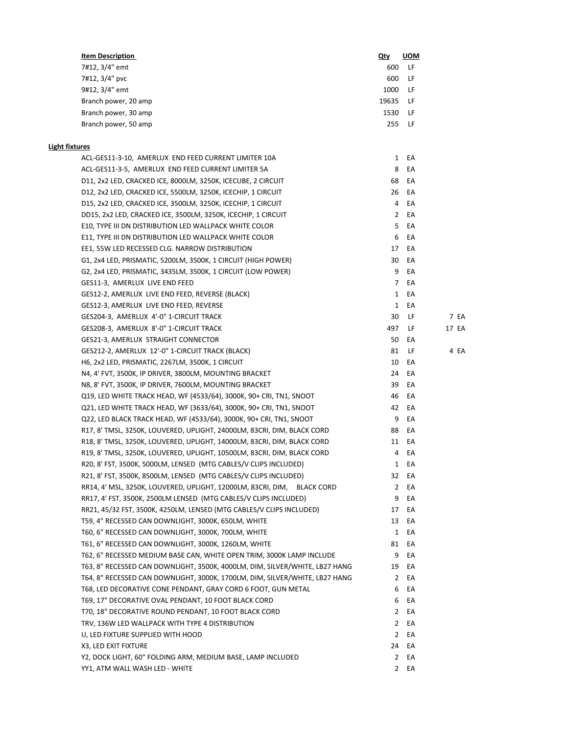| Item Description | Qty | UOM | |
|---|---|---|---|
| 7#12, 3/4" emt | 600 | LF | |
| 7#12, 3/4" pvc | 600 | LF | |
| 9#12, 3/4" emt | 1000 | LF | |
| Branch power, 20 amp | 19635 | LF | |
| Branch power, 30 amp | 1530 | LF | |
| Branch power, 50 amp | 255 | LF | |
| **Light fixtures** | | | |
| ACL-GES11-3-10, AMERLUX END FEED CURRENT LIMITER 10A | 1 | EA | |
| ACL-GES11-3-5, AMERLUX END FEED CURRENT LIMITER 5A | 8 | EA | |
| D11, 2x2 LED, CRACKED ICE, 8000LM, 3250K, ICECUBE, 2 CIRCUIT | 68 | EA | |
| D12, 2x2 LED, CRACKED ICE, 5500LM, 3250K, ICECHIP, 1 CIRCUIT | 26 | EA | |
| D15, 2x2 LED, CRACKED ICE, 3500LM, 3250K, ICECHIP, 1 CIRCUIT | 4 | EA | |
| DD15, 2x2 LED, CRACKED ICE, 3500LM, 3250K, ICECHIP, 1 CIRCUIT | 2 | EA | |
| E10, TYPE III DN DISTRIBUTION LED WALLPACK WHITE COLOR | 5 | EA | |
| E11, TYPE III DN DISTRIBUTION LED WALLPACK WHITE COLOR | 6 | EA | |
| EE1, 55W LED RECESSED CLG. NARROW DISTRIBUTION | 17 | EA | |
| G1, 2x4 LED, PRISMATIC, 5200LM, 3500K, 1 CIRCUIT (HIGH POWER) | 30 | EA | |
| G2, 2x4 LED, PRISMATIC, 3435LM, 3500K, 1 CIRCUIT (LOW POWER) | 9 | EA | |
| GES11-3, AMERLUX LIVE END FEED | 7 | EA | |
| GES12-2, AMERLUX LIVE END FEED, REVERSE (BLACK) | 1 | EA | |
| GES12-3, AMERLUX LIVE END FEED, REVERSE | 1 | EA | |
| GES204-3, AMERLUX 4'-0" 1-CIRCUIT TRACK | 30 | LF | 7 EA |
| GES208-3, AMERLUX 8'-0" 1-CIRCUIT TRACK | 497 | LF | 17 EA |
| GES21-3, AMERLUX STRAIGHT CONNECTOR | 50 | EA | |
| GES212-2, AMERLUX 12'-0" 1-CIRCUIT TRACK (BLACK) | 81 | LF | 4 EA |
| H6, 2x2 LED, PRISMATIC, 2267LM, 3500K, 1 CIRCUIT | 10 | EA | |
| N4, 4' FVT, 3500K, IP DRIVER, 3800LM, MOUNTING BRACKET | 24 | EA | |
| N8, 8' FVT, 3500K, IP DRIVER, 7600LM, MOUNTING BRACKET | 39 | EA | |
| Q19, LED WHITE TRACK HEAD, WF (4533/64), 3000K, 90+ CRI, TN1, SNOOT | 46 | EA | |
| Q21, LED WHITE TRACK HEAD, WF (3633/64), 3000K, 90+ CRI, TN1, SNOOT | 42 | EA | |
| Q22, LED BLACK TRACK HEAD, WF (4533/64), 3000K, 90+ CRI, TN1, SNOOT | 9 | EA | |
| R17, 8' TMSL, 3250K, LOUVERED, UPLIGHT, 24000LM, 83CRI, DIM, BLACK CORD | 88 | EA | |
| R18, 8' TMSL, 3250K, LOUVERED, UPLIGHT, 14000LM, 83CRI, DIM, BLACK CORD | 11 | EA | |
| R19, 8' TMSL, 3250K, LOUVERED, UPLIGHT, 10500LM, 83CRI, DIM, BLACK CORD | 4 | EA | |
| R20, 8' FST, 3500K, 5000LM, LENSED (MTG CABLES/V CLIPS INCLUDED) | 1 | EA | |
| R21, 8' FST, 3500K, 8500LM, LENSED (MTG CABLES/V CLIPS INCLUDED) | 32 | EA | |
| RR14, 4' MSL, 3250K, LOUVERED, UPLIGHT, 12000LM, 83CRI, DIM, BLACK CORD | 2 | EA | |
| RR17, 4' FST, 3500K, 2500LM LENSED (MTG CABLES/V CLIPS INCLUDED) | 9 | EA | |
| RR21, 45/32 FST, 3500K, 4250LM, LENSED (MTG CABLES/V CLIPS INCLUDED) | 17 | EA | |
| T59, 4" RECESSED CAN DOWNLIGHT, 3000K, 650LM, WHITE | 13 | EA | |
| T60, 6" RECESSED CAN DOWNLIGHT, 3000K, 700LM, WHITE | 1 | EA | |
| T61, 6" RECESSED CAN DOWNLIGHT, 3000K, 1260LM, WHITE | 81 | EA | |
| T62, 6" RECESSED MEDIUM BASE CAN, WHITE OPEN TRIM, 3000K LAMP INCLUDE | 9 | EA | |
| T63, 8" RECESSED CAN DOWNLIGHT, 3500K, 4000LM, DIM, SILVER/WHITE, LB27 HANG | 19 | EA | |
| T64, 8" RECESSED CAN DOWNLIGHT, 3000K, 1700LM, DIM, SILVER/WHITE, LB27 HANG | 2 | EA | |
| T68, LED DECORATIVE CONE PENDANT, GRAY CORD 6 FOOT, GUN METAL | 6 | EA | |
| T69, 17" DECORATIVE OVAL PENDANT, 10 FOOT BLACK CORD | 6 | EA | |
| T70, 18" DECORATIVE ROUND PENDANT, 10 FOOT BLACK CORD | 2 | EA | |
| TRV, 136W LED WALLPACK WITH TYPE 4 DISTRIBUTION | 2 | EA | |
| U, LED FIXTURE SUPPLIED WITH HOOD | 2 | EA | |
| X3, LED EXIT FIXTURE | 24 | EA | |
| Y2, DOCK LIGHT, 60" FOLDING ARM, MEDIUM BASE, LAMP INCLUDED | 2 | EA | |
| YY1, ATM WALL WASH LED - WHITE | 2 | EA | |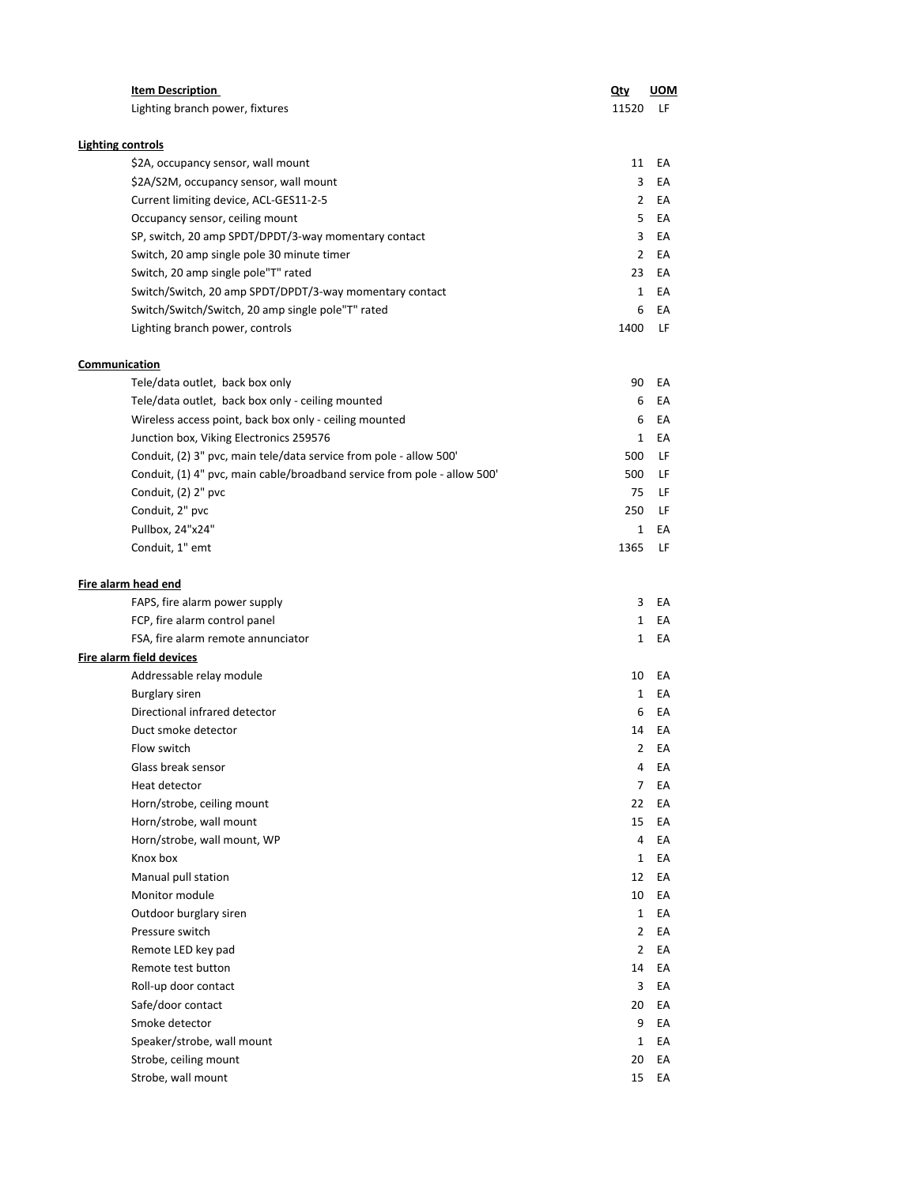| Item Description | Qty | UOM |
|---|---|---|
| Lighting branch power, fixtures | 11520 | LF |
| **Lighting controls** | | |
| $2A, occupancy sensor, wall mount | 11 | EA |
| $2A/S2M, occupancy sensor, wall mount | 3 | EA |
| Current limiting device, ACL-GES11-2-5 | 2 | EA |
| Occupancy sensor, ceiling mount | 5 | EA |
| SP, switch, 20 amp SPDT/DPDT/3-way momentary contact | 3 | EA |
| Switch, 20 amp single pole 30 minute timer | 2 | EA |
| Switch, 20 amp single pole"T" rated | 23 | EA |
| Switch/Switch, 20 amp SPDT/DPDT/3-way momentary contact | 1 | EA |
| Switch/Switch/Switch, 20 amp single pole"T" rated | 6 | EA |
| Lighting branch power, controls | 1400 | LF |
| **Communication** | | |
| Tele/data outlet, back box only | 90 | EA |
| Tele/data outlet, back box only - ceiling mounted | 6 | EA |
| Wireless access point, back box only - ceiling mounted | 6 | EA |
| Junction box, Viking Electronics 259576 | 1 | EA |
| Conduit, (2) 3" pvc, main tele/data service from pole - allow 500' | 500 | LF |
| Conduit, (1) 4" pvc, main cable/broadband service from pole - allow 500' | 500 | LF |
| Conduit, (2) 2" pvc | 75 | LF |
| Conduit, 2" pvc | 250 | LF |
| Pullbox, 24"x24" | 1 | EA |
| Conduit, 1" emt | 1365 | LF |
| **Fire alarm head end** | | |
| FAPS, fire alarm power supply | 3 | EA |
| FCP, fire alarm control panel | 1 | EA |
| FSA, fire alarm remote annunciator | 1 | EA |
| **Fire alarm field devices** | | |
| Addressable relay module | 10 | EA |
| Burglary siren | 1 | EA |
| Directional infrared detector | 6 | EA |
| Duct smoke detector | 14 | EA |
| Flow switch | 2 | EA |
| Glass break sensor | 4 | EA |
| Heat detector | 7 | EA |
| Horn/strobe, ceiling mount | 22 | EA |
| Horn/strobe, wall mount | 15 | EA |
| Horn/strobe, wall mount, WP | 4 | EA |
| Knox box | 1 | EA |
| Manual pull station | 12 | EA |
| Monitor module | 10 | EA |
| Outdoor burglary siren | 1 | EA |
| Pressure switch | 2 | EA |
| Remote LED key pad | 2 | EA |
| Remote test button | 14 | EA |
| Roll-up door contact | 3 | EA |
| Safe/door contact | 20 | EA |
| Smoke detector | 9 | EA |
| Speaker/strobe, wall mount | 1 | EA |
| Strobe, ceiling mount | 20 | EA |
| Strobe, wall mount | 15 | EA |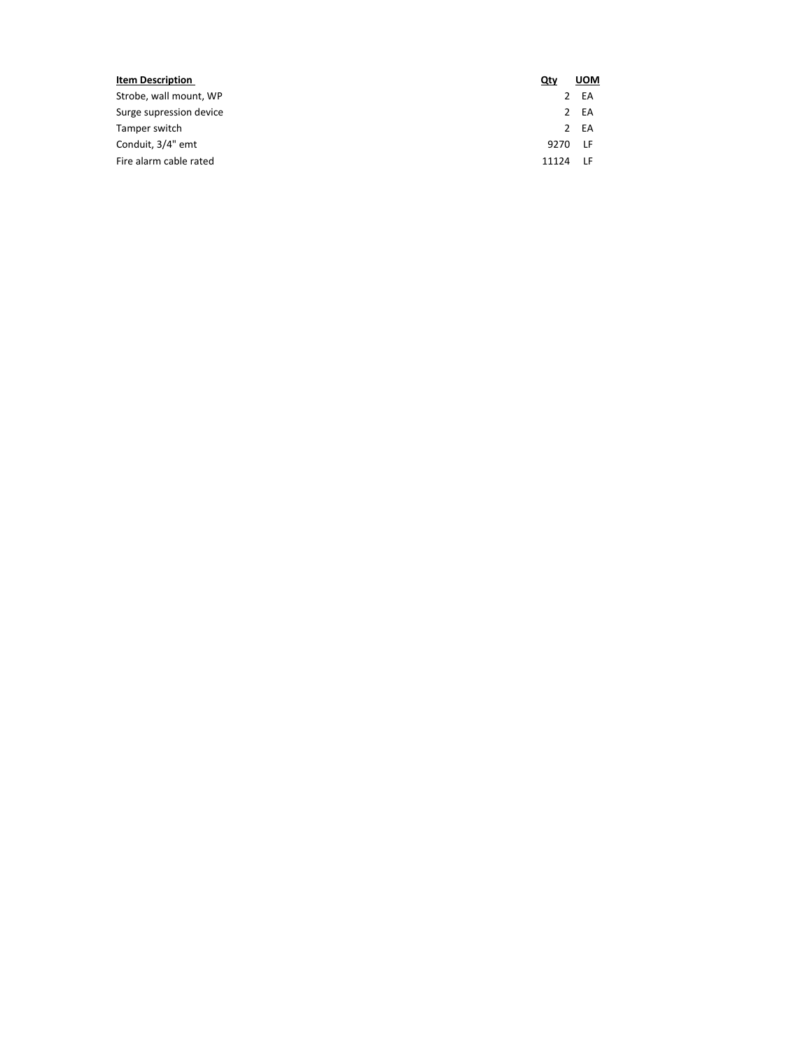| Item Description | Qty | UOM |
|---|---|---|
| Strobe, wall mount, WP | 2 | EA |
| Surge supression device | 2 | EA |
| Tamper switch | 2 | EA |
| Conduit, 3/4" emt | 9270 | LF |
| Fire alarm cable rated | 11124 | LF |